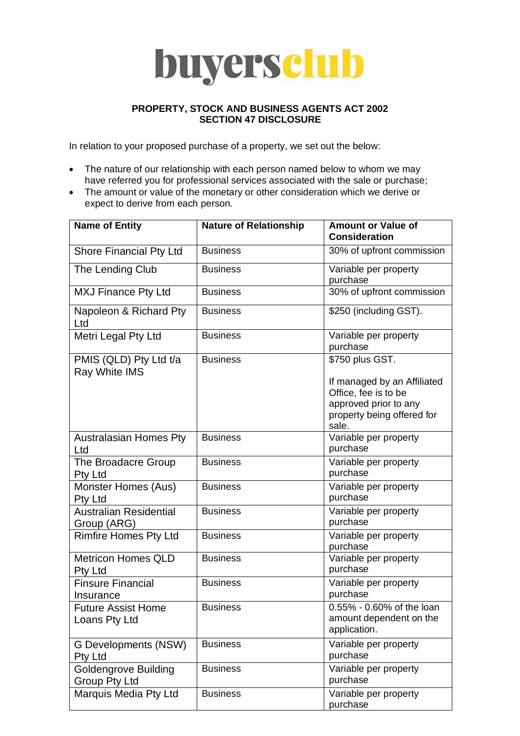# buyersclub

**PROPERTY, STOCK AND BUSINESS AGENTS ACT 2002**
**SECTION 47 DISCLOSURE**

In relation to your proposed purchase of a property, we set out the below:

- The nature of our relationship with each person named below to whom we may have referred you for professional services associated with the sale or purchase;
- The amount or value of the monetary or other consideration which we derive or expect to derive from each person.

| Name of Entity | Nature of Relationship | Amount or Value of Consideration |
|---|---|---|
| Shore Financial Pty Ltd | Business | 30% of upfront commission |
| The Lending Club | Business | Variable per property purchase |
| MXJ Finance Pty Ltd | Business | 30% of upfront commission |
| Napoleon & Richard Pty Ltd | Business | $250 (including GST). |
| Metri Legal Pty Ltd | Business | Variable per property purchase |
| PMIS (QLD) Pty Ltd t/a Ray White IMS | Business | $750 plus GST. If managed by an Affiliated Office, fee is to be approved prior to any property being offered for sale. |
| Australasian Homes Pty Ltd | Business | Variable per property purchase |
| The Broadacre Group Pty Ltd | Business | Variable per property purchase |
| Monster Homes (Aus) Pty Ltd | Business | Variable per property purchase |
| Australian Residential Group (ARG) | Business | Variable per property purchase |
| Rimfire Homes Pty Ltd | Business | Variable per property purchase |
| Metricon Homes QLD Pty Ltd | Business | Variable per property purchase |
| Finsure Financial Insurance | Business | Variable per property purchase |
| Future Assist Home Loans Pty Ltd | Business | 0.55% - 0.60% of the loan amount dependent on the application. |
| G Developments (NSW) Pty Ltd | Business | Variable per property purchase |
| Goldengrove Building Group Pty Ltd | Business | Variable per property purchase |
| Marquis Media Pty Ltd | Business | Variable per property purchase |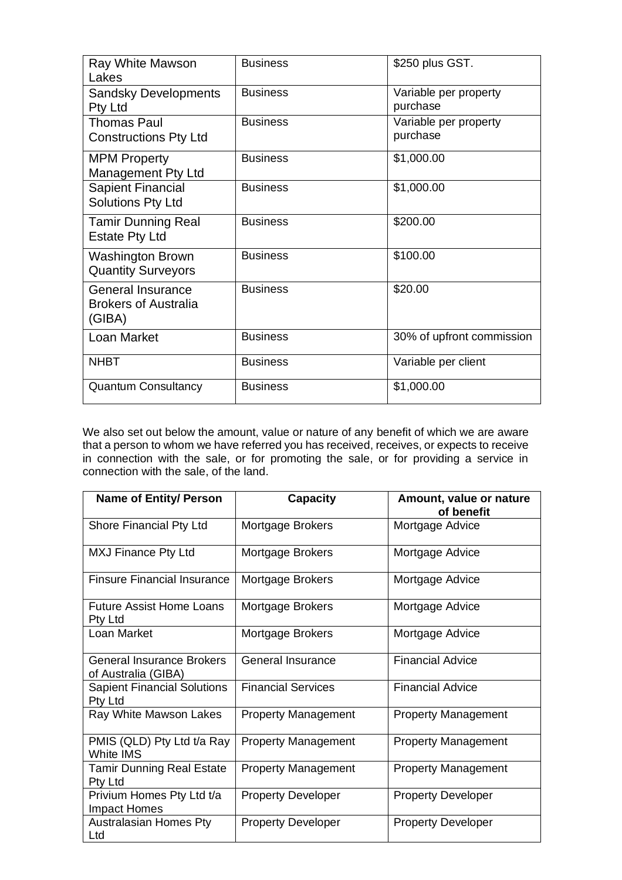| Ray White Mawson Lakes | Business | $250 plus GST. |
|---|---|---|
| Sandsky Developments Pty Ltd | Business | Variable per property purchase |
| Thomas Paul Constructions Pty Ltd | Business | Variable per property purchase |
| MPM Property Management Pty Ltd | Business | $1,000.00 |
| Sapient Financial Solutions Pty Ltd | Business | $1,000.00 |
| Tamir Dunning Real Estate Pty Ltd | Business | $200.00 |
| Washington Brown Quantity Surveyors | Business | $100.00 |
| General Insurance Brokers of Australia (GIBA) | Business | $20.00 |
| Loan Market | Business | 30% of upfront commission |
| NHBT | Business | Variable per client |
| Quantum Consultancy | Business | $1,000.00 |

We also set out below the amount, value or nature of any benefit of which we are aware that a person to whom we have referred you has received, receives, or expects to receive in connection with the sale, or for promoting the sale, or for providing a service in connection with the sale, of the land.

| Name of Entity/ Person | Capacity | Amount, value or nature of benefit |
|---|---|---|
| Shore Financial Pty Ltd | Mortgage Brokers | Mortgage Advice |
| MXJ Finance Pty Ltd | Mortgage Brokers | Mortgage Advice |
| Finsure Financial Insurance | Mortgage Brokers | Mortgage Advice |
| Future Assist Home Loans Pty Ltd | Mortgage Brokers | Mortgage Advice |
| Loan Market | Mortgage Brokers | Mortgage Advice |
| General Insurance Brokers of Australia (GIBA) | General Insurance | Financial Advice |
| Sapient Financial Solutions Pty Ltd | Financial Services | Financial Advice |
| Ray White Mawson Lakes | Property Management | Property Management |
| PMIS (QLD) Pty Ltd t/a Ray White IMS | Property Management | Property Management |
| Tamir Dunning Real Estate Pty Ltd | Property Management | Property Management |
| Privium Homes Pty Ltd t/a Impact Homes | Property Developer | Property Developer |
| Australasian Homes Pty Ltd | Property Developer | Property Developer |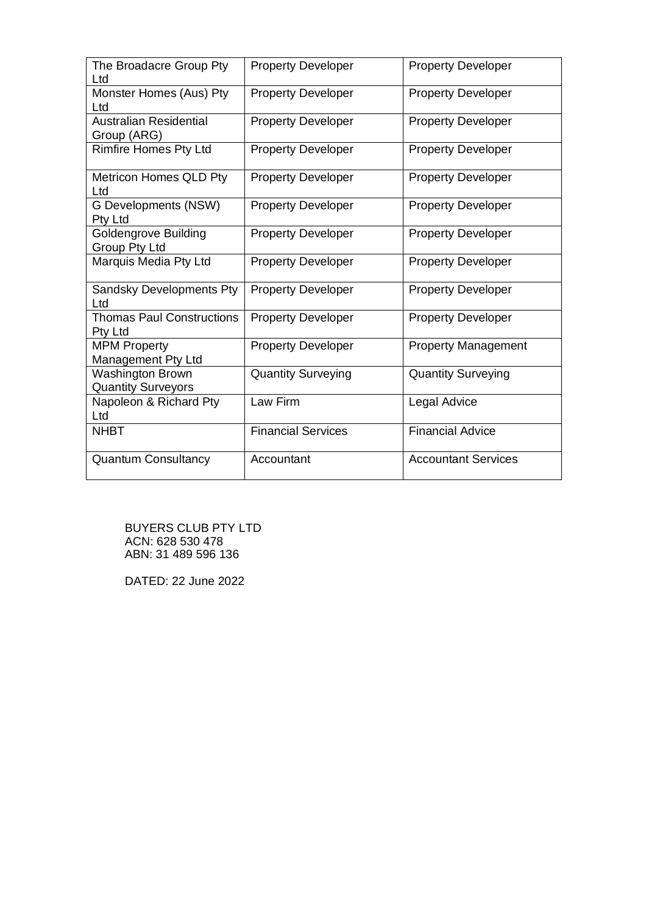| | | |
|---|---|---|
| The Broadacre Group Pty Ltd | Property Developer | Property Developer |
| Monster Homes (Aus) Pty Ltd | Property Developer | Property Developer |
| Australian Residential Group (ARG) | Property Developer | Property Developer |
| Rimfire Homes Pty Ltd | Property Developer | Property Developer |
| Metricon Homes QLD Pty Ltd | Property Developer | Property Developer |
| G Developments (NSW) Pty Ltd | Property Developer | Property Developer |
| Goldengrove Building Group Pty Ltd | Property Developer | Property Developer |
| Marquis Media Pty Ltd | Property Developer | Property Developer |
| Sandsky Developments Pty Ltd | Property Developer | Property Developer |
| Thomas Paul Constructions Pty Ltd | Property Developer | Property Developer |
| MPM Property Management Pty Ltd | Property Developer | Property Management |
| Washington Brown Quantity Surveyors | Quantity Surveying | Quantity Surveying |
| Napoleon & Richard Pty Ltd | Law Firm | Legal Advice |
| NHBT | Financial Services | Financial Advice |
| Quantum Consultancy | Accountant | Accountant Services |

BUYERS CLUB PTY LTD
ACN: 628 530 478
ABN: 31 489 596 136

DATED: 22 June 2022